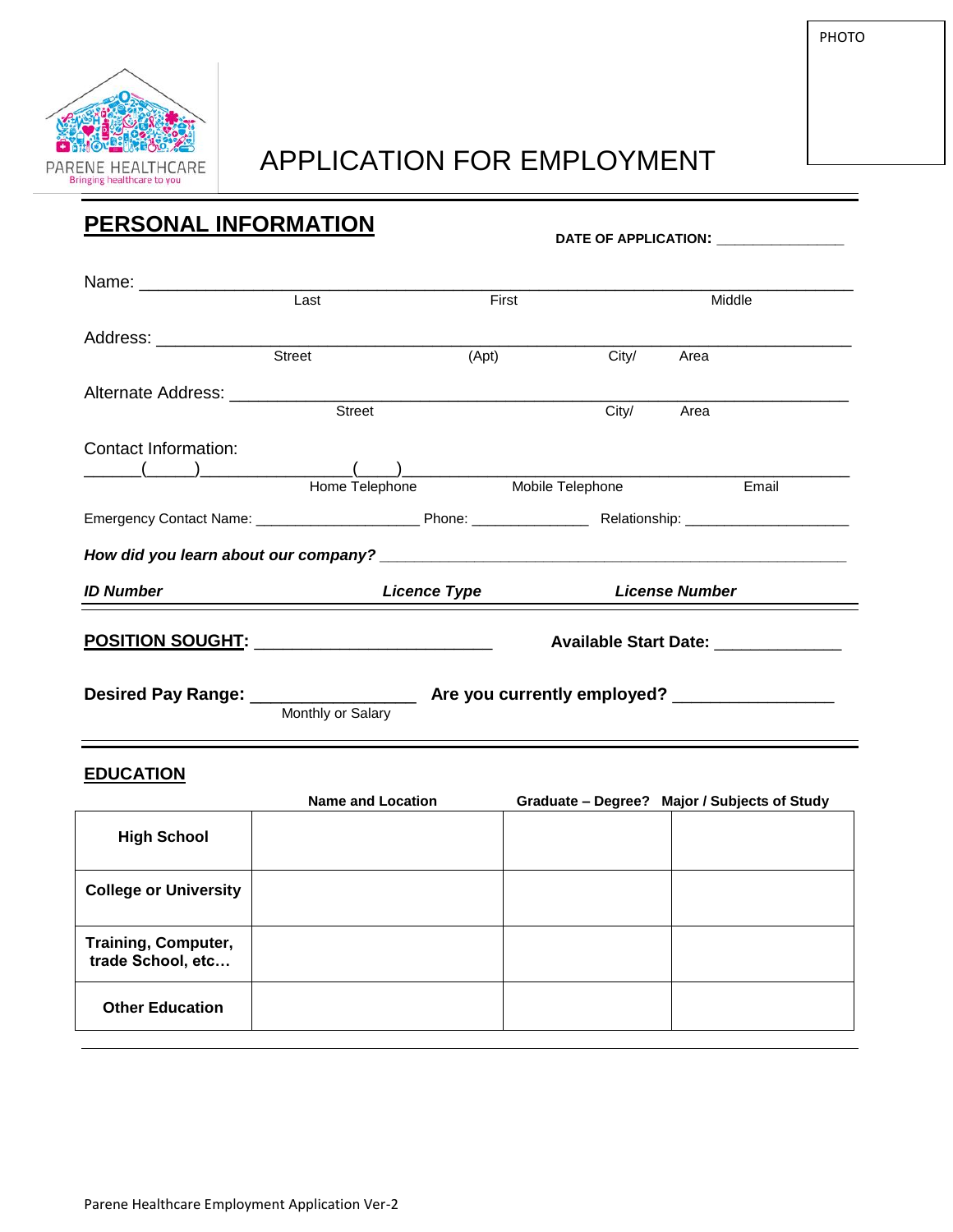PHOTO

PARENE HEALTHCARE
Bringing healthcare to you

# APPLICATION FOR EMPLOYMENT

## PERSONAL INFORMATION

**DATE OF APPLICATION:** ________________

Name: ______________________________________________________________________
Last First Middle

Address: ____________________________________________________________________
Street (Apt) City/ Area

Alternate Address: ____________________________________________________________
Street City/ Area

Contact Information:
______(_____)_______________(____)___________________________________________
Home Telephone Mobile Telephone Email

Emergency Contact Name: ____________________ Phone: ______________ Relationship: ____________________

***How did you learn about our company?*** ____________________________________________________________

| ***ID Number*** | ***Licence Type*** | ***License Number*** |
|---|---|---|

**POSITION SOUGHT:** __________________________ **Available Start Date:** ______________

**Desired Pay Range:** __________________ **Are you currently employed?** _________________
Monthly or Salary

## EDUCATION

| | Name and Location | Graduate – Degree? | Major / Subjects of Study |
|---|---|---|---|
| **High School** | | | |
| **College or University** | | | |
| **Training, Computer, trade School, etc…** | | | |
| **Other Education** | | | |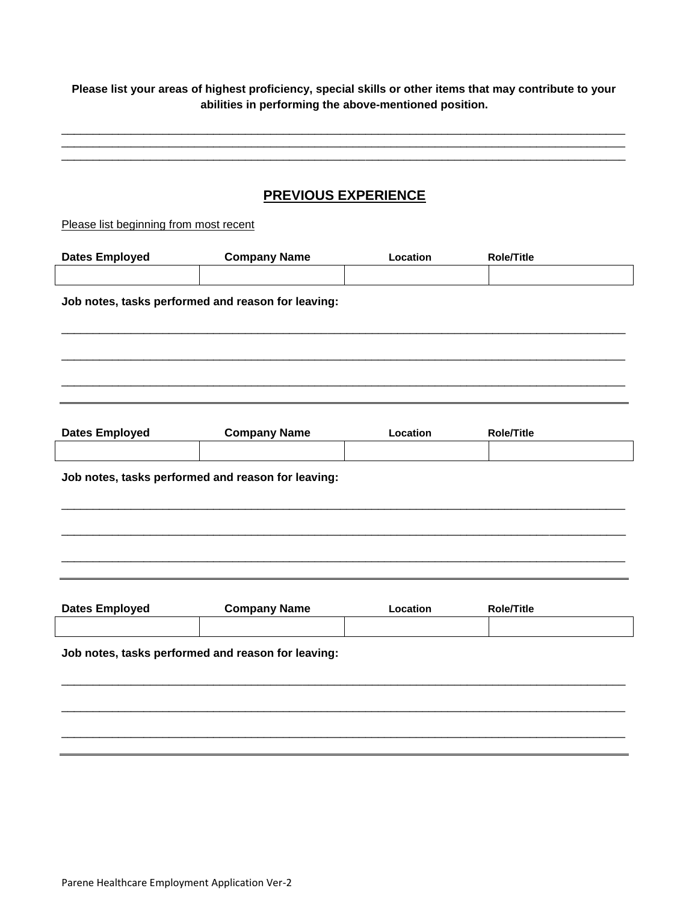**Please list your areas of highest proficiency, special skills or other items that may contribute to your abilities in performing the above-mentioned position.**

___________________________________________________________________________________________
___________________________________________________________________________________________
___________________________________________________________________________________________

## PREVIOUS EXPERIENCE

Please list beginning from most recent

| **Dates Employed** | **Company Name** | **Location** | **Role/Title** |
|---|---|---|---|
| | | | |

**Job notes, tasks performed and reason for leaving:**

___________________________________________________________________________________________

___________________________________________________________________________________________

___________________________________________________________________________________________

| **Dates Employed** | **Company Name** | **Location** | **Role/Title** |
|---|---|---|---|
| | | | |

**Job notes, tasks performed and reason for leaving:**

___________________________________________________________________________________________

___________________________________________________________________________________________

___________________________________________________________________________________________

| **Dates Employed** | **Company Name** | **Location** | **Role/Title** |
|---|---|---|---|
| | | | |

**Job notes, tasks performed and reason for leaving:**

___________________________________________________________________________________________

___________________________________________________________________________________________

___________________________________________________________________________________________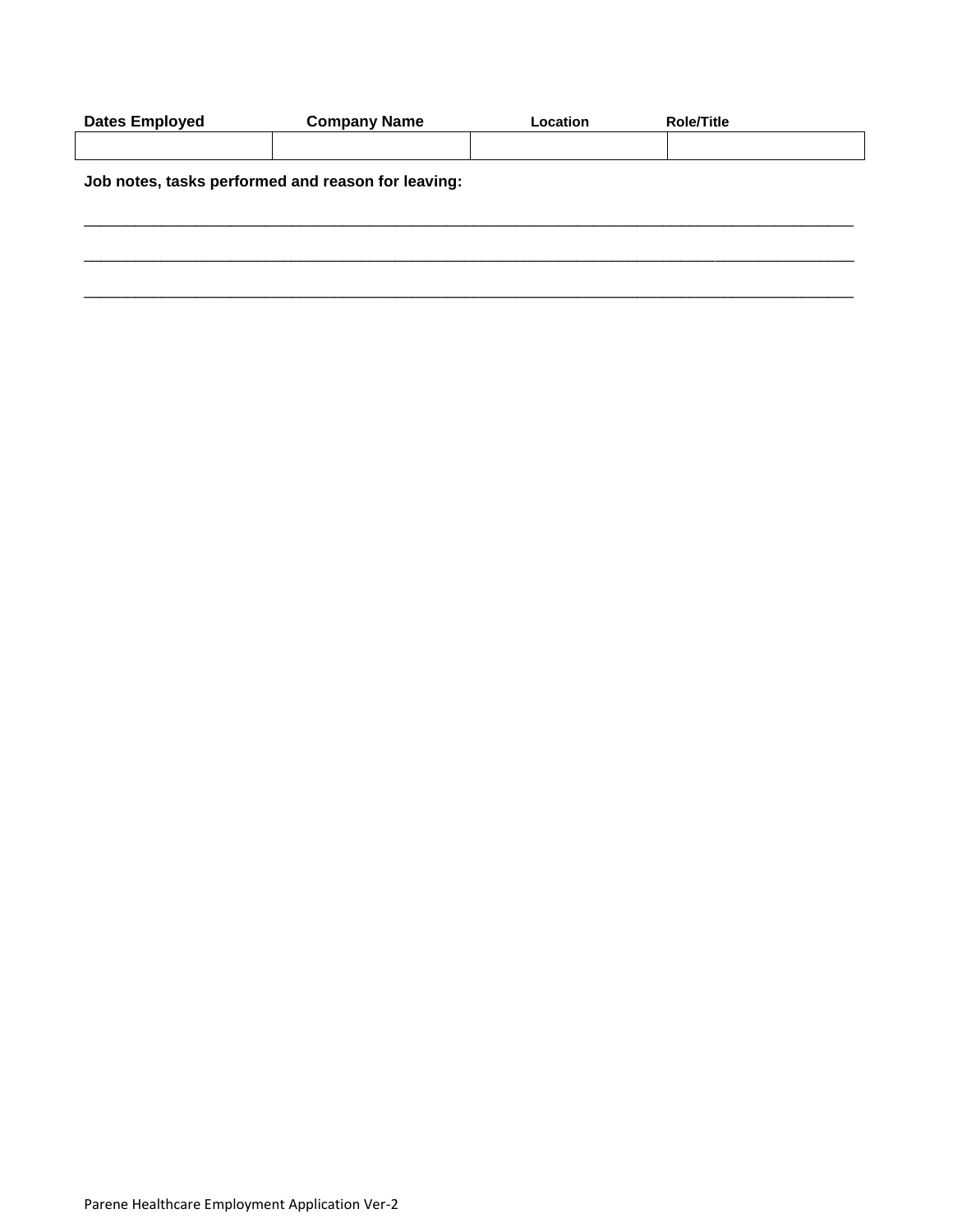| Dates Employed | Company Name | Location | Role/Title |
| --- | --- | --- | --- |
| | | | |

**Job notes, tasks performed and reason for leaving:**

\_\_\_\_\_\_\_\_\_\_\_\_\_\_\_\_\_\_\_\_\_\_\_\_\_\_\_\_\_\_\_\_\_\_\_\_\_\_\_\_\_\_\_\_\_\_\_\_\_\_\_\_\_\_\_\_\_\_\_\_\_\_\_\_\_\_\_\_\_\_\_\_\_\_\_\_\_\_\_\_\_\_\_\_\_\_\_\_

\_\_\_\_\_\_\_\_\_\_\_\_\_\_\_\_\_\_\_\_\_\_\_\_\_\_\_\_\_\_\_\_\_\_\_\_\_\_\_\_\_\_\_\_\_\_\_\_\_\_\_\_\_\_\_\_\_\_\_\_\_\_\_\_\_\_\_\_\_\_\_\_\_\_\_\_\_\_\_\_\_\_\_\_\_\_\_\_

\_\_\_\_\_\_\_\_\_\_\_\_\_\_\_\_\_\_\_\_\_\_\_\_\_\_\_\_\_\_\_\_\_\_\_\_\_\_\_\_\_\_\_\_\_\_\_\_\_\_\_\_\_\_\_\_\_\_\_\_\_\_\_\_\_\_\_\_\_\_\_\_\_\_\_\_\_\_\_\_\_\_\_\_\_\_\_\_